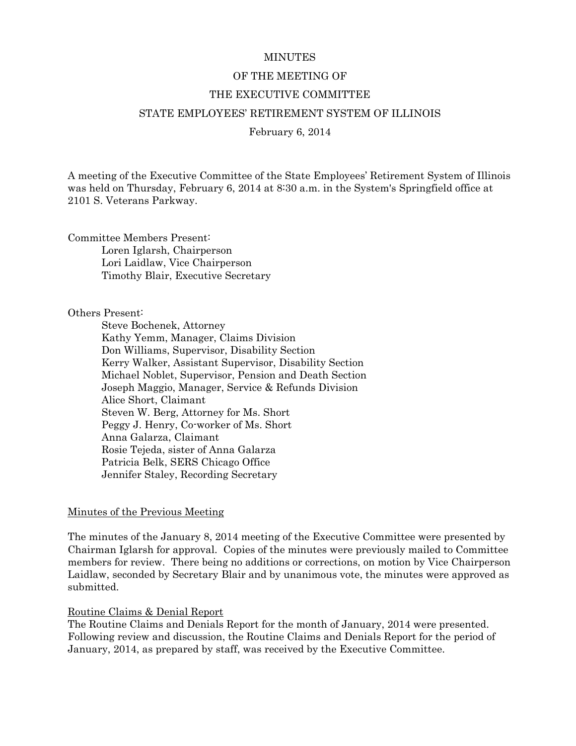# MINUTES
## OF THE MEETING OF
## THE EXECUTIVE COMMITTEE
## STATE EMPLOYEES' RETIREMENT SYSTEM OF ILLINOIS

February 6, 2014

A meeting of the Executive Committee of the State Employees' Retirement System of Illinois was held on Thursday, February 6, 2014 at 8:30 a.m. in the System's Springfield office at 2101 S. Veterans Parkway.

Committee Members Present:

- Loren Iglarsh, Chairperson
- Lori Laidlaw, Vice Chairperson
- Timothy Blair, Executive Secretary

Others Present:

- Steve Bochenek, Attorney
- Kathy Yemm, Manager, Claims Division
- Don Williams, Supervisor, Disability Section
- Kerry Walker, Assistant Supervisor, Disability Section
- Michael Noblet, Supervisor, Pension and Death Section
- Joseph Maggio, Manager, Service & Refunds Division
- Alice Short, Claimant
- Steven W. Berg, Attorney for Ms. Short
- Peggy J. Henry, Co-worker of Ms. Short
- Anna Galarza, Claimant
- Rosie Tejeda, sister of Anna Galarza
- Patricia Belk, SERS Chicago Office
- Jennifer Staley, Recording Secretary

<u>Minutes of the Previous Meeting</u>

The minutes of the January 8, 2014 meeting of the Executive Committee were presented by Chairman Iglarsh for approval. Copies of the minutes were previously mailed to Committee members for review. There being no additions or corrections, on motion by Vice Chairperson Laidlaw, seconded by Secretary Blair and by unanimous vote, the minutes were approved as submitted.

<u>Routine Claims & Denial Report</u>

The Routine Claims and Denials Report for the month of January, 2014 were presented. Following review and discussion, the Routine Claims and Denials Report for the period of January, 2014, as prepared by staff, was received by the Executive Committee.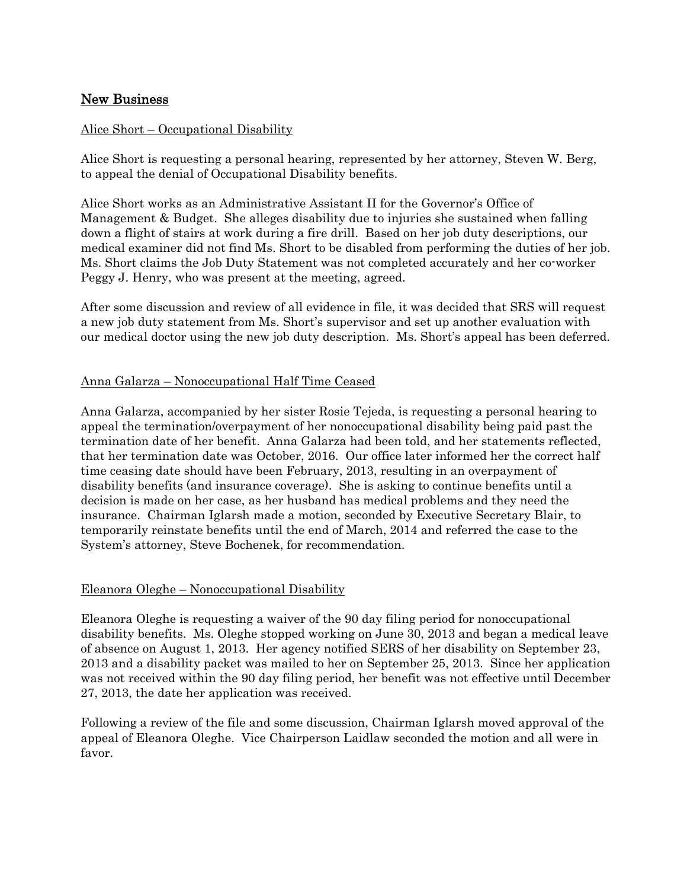## New Business

Alice Short – Occupational Disability

Alice Short is requesting a personal hearing, represented by her attorney, Steven W. Berg, to appeal the denial of Occupational Disability benefits.

Alice Short works as an Administrative Assistant II for the Governor's Office of Management & Budget. She alleges disability due to injuries she sustained when falling down a flight of stairs at work during a fire drill. Based on her job duty descriptions, our medical examiner did not find Ms. Short to be disabled from performing the duties of her job. Ms. Short claims the Job Duty Statement was not completed accurately and her co-worker Peggy J. Henry, who was present at the meeting, agreed.

After some discussion and review of all evidence in file, it was decided that SRS will request a new job duty statement from Ms. Short's supervisor and set up another evaluation with our medical doctor using the new job duty description. Ms. Short's appeal has been deferred.

Anna Galarza – Nonoccupational Half Time Ceased

Anna Galarza, accompanied by her sister Rosie Tejeda, is requesting a personal hearing to appeal the termination/overpayment of her nonoccupational disability being paid past the termination date of her benefit. Anna Galarza had been told, and her statements reflected, that her termination date was October, 2016. Our office later informed her the correct half time ceasing date should have been February, 2013, resulting in an overpayment of disability benefits (and insurance coverage). She is asking to continue benefits until a decision is made on her case, as her husband has medical problems and they need the insurance. Chairman Iglarsh made a motion, seconded by Executive Secretary Blair, to temporarily reinstate benefits until the end of March, 2014 and referred the case to the System's attorney, Steve Bochenek, for recommendation.

Eleanora Oleghe – Nonoccupational Disability

Eleanora Oleghe is requesting a waiver of the 90 day filing period for nonoccupational disability benefits. Ms. Oleghe stopped working on June 30, 2013 and began a medical leave of absence on August 1, 2013. Her agency notified SERS of her disability on September 23, 2013 and a disability packet was mailed to her on September 25, 2013. Since her application was not received within the 90 day filing period, her benefit was not effective until December 27, 2013, the date her application was received.

Following a review of the file and some discussion, Chairman Iglarsh moved approval of the appeal of Eleanora Oleghe. Vice Chairperson Laidlaw seconded the motion and all were in favor.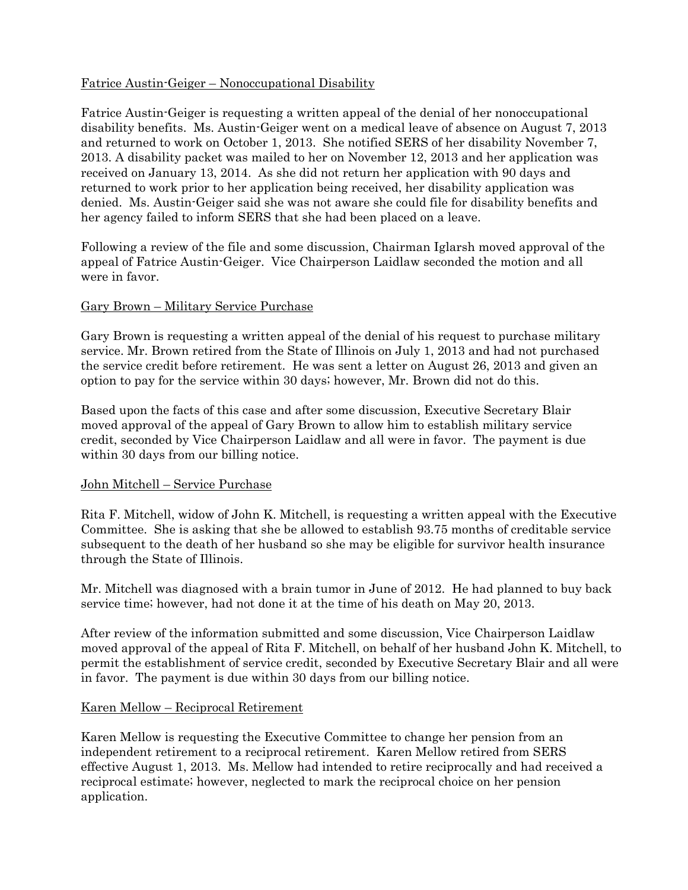<u>Fatrice Austin-Geiger – Nonoccupational Disability</u>

Fatrice Austin-Geiger is requesting a written appeal of the denial of her nonoccupational disability benefits. Ms. Austin-Geiger went on a medical leave of absence on August 7, 2013 and returned to work on October 1, 2013. She notified SERS of her disability November 7, 2013. A disability packet was mailed to her on November 12, 2013 and her application was received on January 13, 2014. As she did not return her application with 90 days and returned to work prior to her application being received, her disability application was denied. Ms. Austin-Geiger said she was not aware she could file for disability benefits and her agency failed to inform SERS that she had been placed on a leave.

Following a review of the file and some discussion, Chairman Iglarsh moved approval of the appeal of Fatrice Austin-Geiger. Vice Chairperson Laidlaw seconded the motion and all were in favor.

<u>Gary Brown – Military Service Purchase</u>

Gary Brown is requesting a written appeal of the denial of his request to purchase military service. Mr. Brown retired from the State of Illinois on July 1, 2013 and had not purchased the service credit before retirement. He was sent a letter on August 26, 2013 and given an option to pay for the service within 30 days; however, Mr. Brown did not do this.

Based upon the facts of this case and after some discussion, Executive Secretary Blair moved approval of the appeal of Gary Brown to allow him to establish military service credit, seconded by Vice Chairperson Laidlaw and all were in favor. The payment is due within 30 days from our billing notice.

<u>John Mitchell – Service Purchase</u>

Rita F. Mitchell, widow of John K. Mitchell, is requesting a written appeal with the Executive Committee. She is asking that she be allowed to establish 93.75 months of creditable service subsequent to the death of her husband so she may be eligible for survivor health insurance through the State of Illinois.

Mr. Mitchell was diagnosed with a brain tumor in June of 2012. He had planned to buy back service time; however, had not done it at the time of his death on May 20, 2013.

After review of the information submitted and some discussion, Vice Chairperson Laidlaw moved approval of the appeal of Rita F. Mitchell, on behalf of her husband John K. Mitchell, to permit the establishment of service credit, seconded by Executive Secretary Blair and all were in favor. The payment is due within 30 days from our billing notice.

<u>Karen Mellow – Reciprocal Retirement</u>

Karen Mellow is requesting the Executive Committee to change her pension from an independent retirement to a reciprocal retirement. Karen Mellow retired from SERS effective August 1, 2013. Ms. Mellow had intended to retire reciprocally and had received a reciprocal estimate; however, neglected to mark the reciprocal choice on her pension application.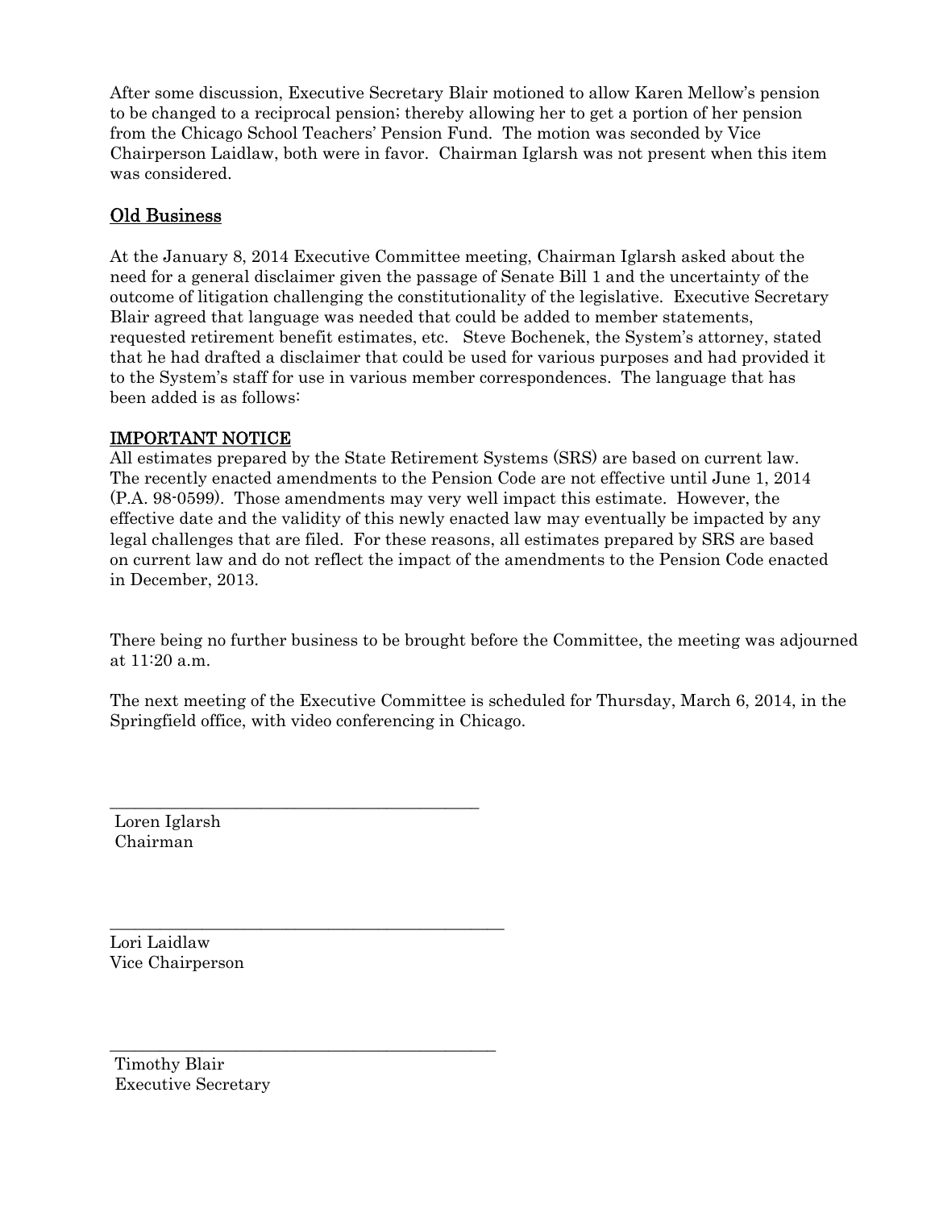After some discussion, Executive Secretary Blair motioned to allow Karen Mellow's pension to be changed to a reciprocal pension; thereby allowing her to get a portion of her pension from the Chicago School Teachers' Pension Fund. The motion was seconded by Vice Chairperson Laidlaw, both were in favor. Chairman Iglarsh was not present when this item was considered.

## Old Business

At the January 8, 2014 Executive Committee meeting, Chairman Iglarsh asked about the need for a general disclaimer given the passage of Senate Bill 1 and the uncertainty of the outcome of litigation challenging the constitutionality of the legislative. Executive Secretary Blair agreed that language was needed that could be added to member statements, requested retirement benefit estimates, etc. Steve Bochenek, the System's attorney, stated that he had drafted a disclaimer that could be used for various purposes and had provided it to the System's staff for use in various member correspondences. The language that has been added is as follows:

### IMPORTANT NOTICE

All estimates prepared by the State Retirement Systems (SRS) are based on current law. The recently enacted amendments to the Pension Code are not effective until June 1, 2014 (P.A. 98-0599). Those amendments may very well impact this estimate. However, the effective date and the validity of this newly enacted law may eventually be impacted by any legal challenges that are filed. For these reasons, all estimates prepared by SRS are based on current law and do not reflect the impact of the amendments to the Pension Code enacted in December, 2013.

There being no further business to be brought before the Committee, the meeting was adjourned at 11:20 a.m.

The next meeting of the Executive Committee is scheduled for Thursday, March 6, 2014, in the Springfield office, with video conferencing in Chicago.

______________________________________________
Loren Iglarsh
Chairman

______________________________________________
Lori Laidlaw
Vice Chairperson

______________________________________________
Timothy Blair
Executive Secretary